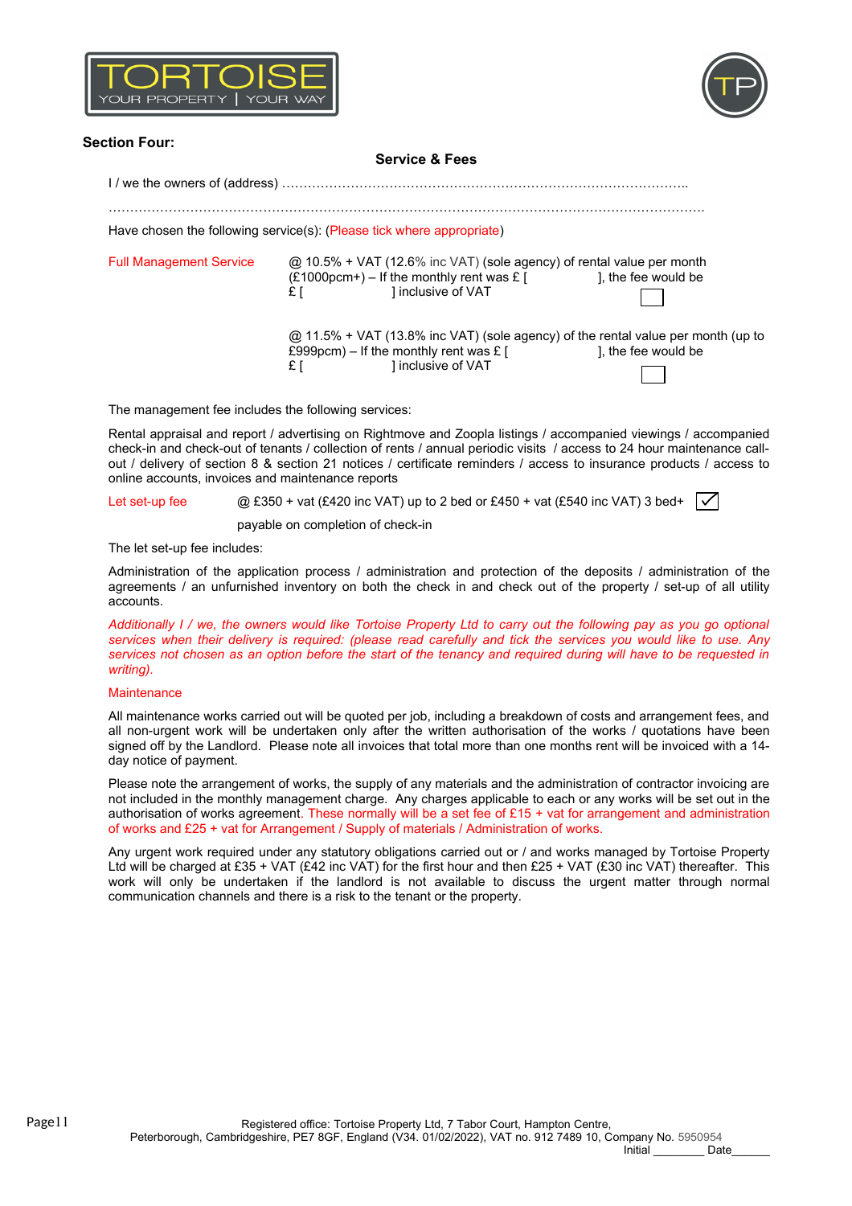**Section Four:**

## Service & Fees

I / we the owners of (address) ……………………………………………………………………………………..

…………………………………………………………………………………………………………………………

Have chosen the following service(s): (Please tick where appropriate)

Full Management Service @ 10.5% + VAT (12.6% inc VAT) (sole agency) of rental value per month (£1000pcm+) – If the monthly rent was £ [ ], the fee would be £ [ ] inclusive of VAT ☐

@ 11.5% + VAT (13.8% inc VAT) (sole agency) of the rental value per month (up to £999pcm) – If the monthly rent was £ [ ], the fee would be £ [ ] inclusive of VAT ☐

The management fee includes the following services:

Rental appraisal and report / advertising on Rightmove and Zoopla listings / accompanied viewings / accompanied check-in and check-out of tenants / collection of rents / annual periodic visits / access to 24 hour maintenance call-out / delivery of section 8 & section 21 notices / certificate reminders / access to insurance products / access to online accounts, invoices and maintenance reports

Let set-up fee @ £350 + vat (£420 inc VAT) up to 2 bed or £450 + vat (£540 inc VAT) 3 bed+ ☑

payable on completion of check-in

The let set-up fee includes:

Administration of the application process / administration and protection of the deposits / administration of the agreements / an unfurnished inventory on both the check in and check out of the property / set-up of all utility accounts.

*Additionally I / we, the owners would like Tortoise Property Ltd to carry out the following pay as you go optional services when their delivery is required: (please read carefully and tick the services you would like to use. Any services not chosen as an option before the start of the tenancy and required during will have to be requested in writing).*

Maintenance

All maintenance works carried out will be quoted per job, including a breakdown of costs and arrangement fees, and all non-urgent work will be undertaken only after the written authorisation of the works / quotations have been signed off by the Landlord. Please note all invoices that total more than one months rent will be invoiced with a 14-day notice of payment.

Please note the arrangement of works, the supply of any materials and the administration of contractor invoicing are not included in the monthly management charge. Any charges applicable to each or any works will be set out in the authorisation of works agreement. These normally will be a set fee of £15 + vat for arrangement and administration of works and £25 + vat for Arrangement / Supply of materials / Administration of works.

Any urgent work required under any statutory obligations carried out or / and works managed by Tortoise Property Ltd will be charged at £35 + VAT (£42 inc VAT) for the first hour and then £25 + VAT (£30 inc VAT) thereafter. This work will only be undertaken if the landlord is not available to discuss the urgent matter through normal communication channels and there is a risk to the tenant or the property.

Initial ________ Date______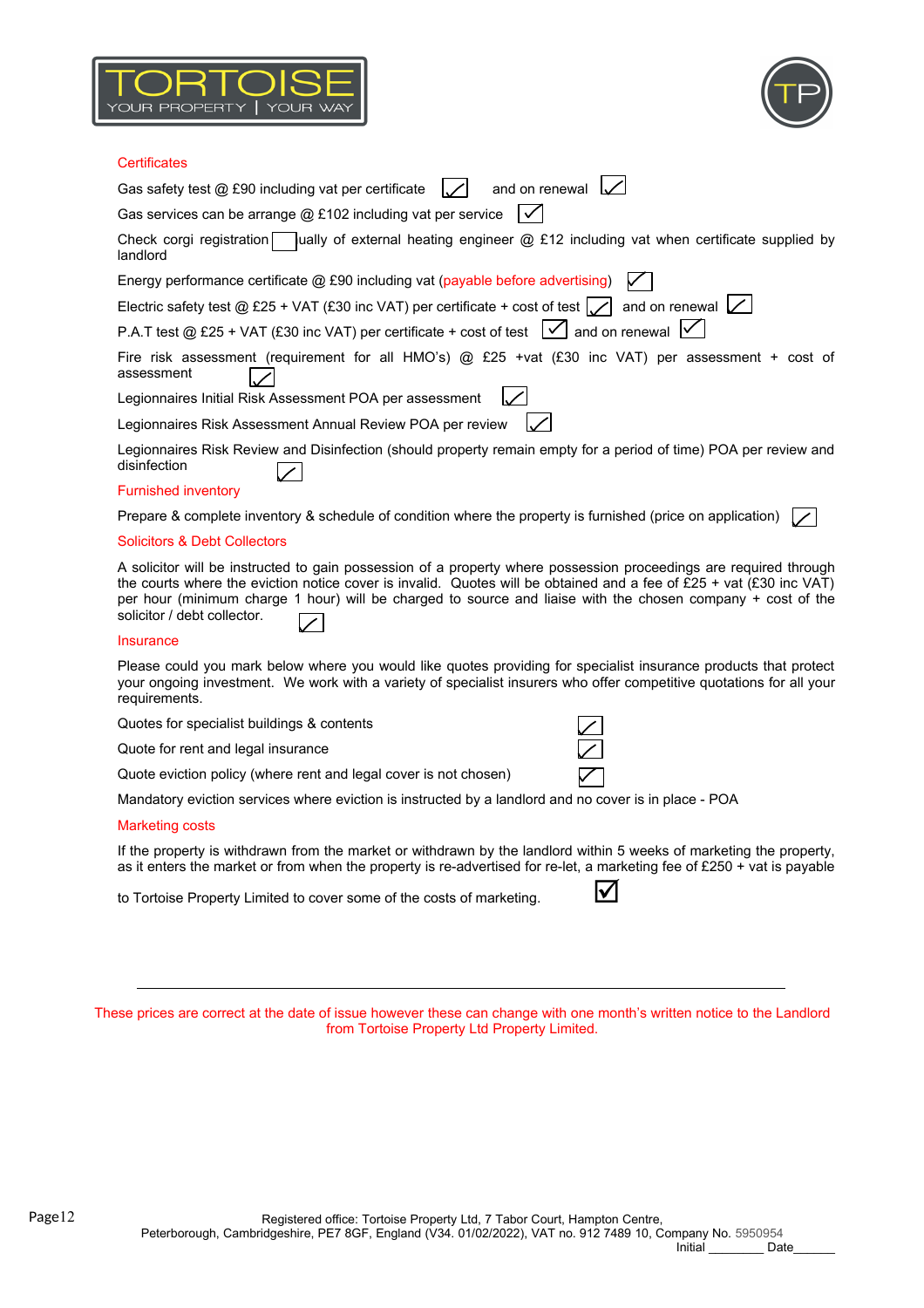## Certificates

Gas safety test @ £90 including vat per certificate ☑ and on renewal ☑

Gas services can be arrange @ £102 including vat per service ☑

Check corgi registration ☐ ually of external heating engineer @ £12 including vat when certificate supplied by landlord

Energy performance certificate @ £90 including vat (payable before advertising) ☑

Electric safety test @ £25 + VAT (£30 inc VAT) per certificate + cost of test ☑ and on renewal ☑

P.A.T test @ £25 + VAT (£30 inc VAT) per certificate + cost of test ☑ and on renewal ☑

Fire risk assessment (requirement for all HMO's) @ £25 +vat (£30 inc VAT) per assessment + cost of assessment ☑

Legionnaires Initial Risk Assessment POA per assessment ☑

Legionnaires Risk Assessment Annual Review POA per review ☑

Legionnaires Risk Review and Disinfection (should property remain empty for a period of time) POA per review and disinfection ☑

## Furnished inventory

Prepare & complete inventory & schedule of condition where the property is furnished (price on application) ☑

## Solicitors & Debt Collectors

A solicitor will be instructed to gain possession of a property where possession proceedings are required through the courts where the eviction notice cover is invalid. Quotes will be obtained and a fee of £25 + vat (£30 inc VAT) per hour (minimum charge 1 hour) will be charged to source and liaise with the chosen company + cost of the solicitor / debt collector. ☑

## Insurance

Please could you mark below where you would like quotes providing for specialist insurance products that protect your ongoing investment. We work with a variety of specialist insurers who offer competitive quotations for all your requirements.

Quotes for specialist buildings & contents ☑

Quote for rent and legal insurance ☑

Quote eviction policy (where rent and legal cover is not chosen) ☑

Mandatory eviction services where eviction is instructed by a landlord and no cover is in place - POA

## Marketing costs

If the property is withdrawn from the market or withdrawn by the landlord within 5 weeks of marketing the property, as it enters the market or from when the property is re-advertised for re-let, a marketing fee of £250 + vat is payable

to Tortoise Property Limited to cover some of the costs of marketing. ☑

---

These prices are correct at the date of issue however these can change with one month's written notice to the Landlord from Tortoise Property Ltd Property Limited.

Initial ________ Date______